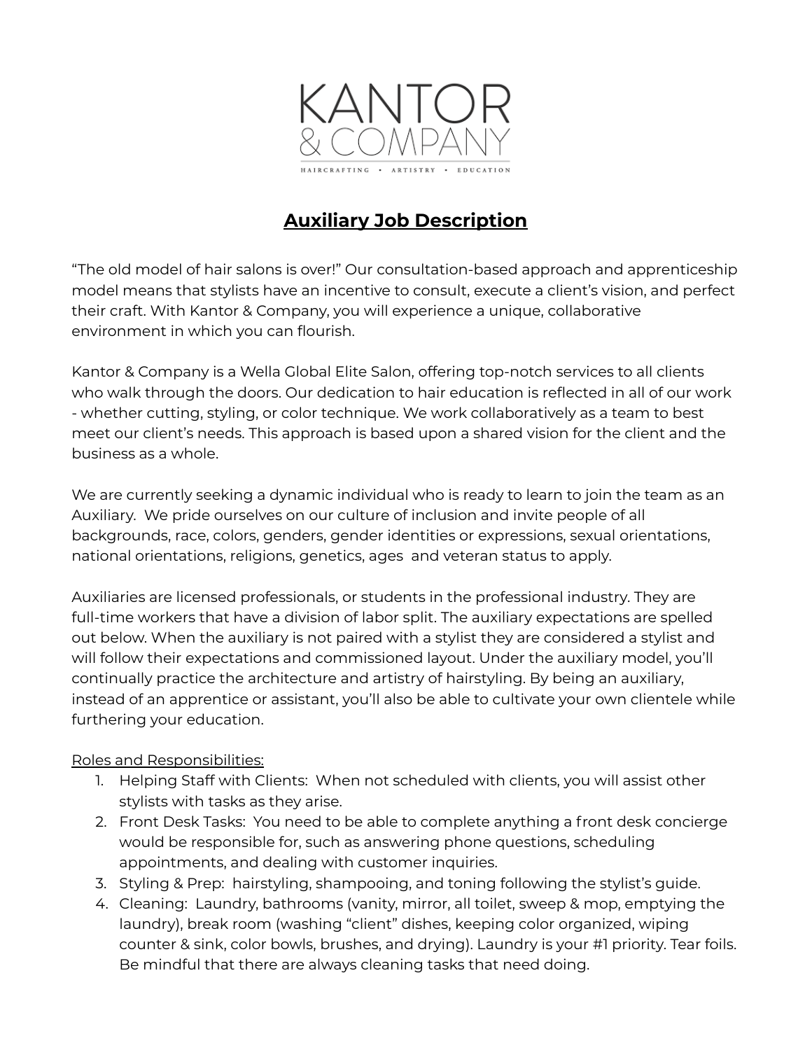KANTOR
& COMPANY

HAIRCRAFTING • ARTISTRY • EDUCATION

# Auxiliary Job Description

"The old model of hair salons is over!" Our consultation-based approach and apprenticeship model means that stylists have an incentive to consult, execute a client's vision, and perfect their craft. With Kantor & Company, you will experience a unique, collaborative environment in which you can flourish.

Kantor & Company is a Wella Global Elite Salon, offering top-notch services to all clients who walk through the doors. Our dedication to hair education is reflected in all of our work - whether cutting, styling, or color technique. We work collaboratively as a team to best meet our client's needs. This approach is based upon a shared vision for the client and the business as a whole.

We are currently seeking a dynamic individual who is ready to learn to join the team as an Auxiliary. We pride ourselves on our culture of inclusion and invite people of all backgrounds, race, colors, genders, gender identities or expressions, sexual orientations, national orientations, religions, genetics, ages and veteran status to apply.

Auxiliaries are licensed professionals, or students in the professional industry. They are full-time workers that have a division of labor split. The auxiliary expectations are spelled out below. When the auxiliary is not paired with a stylist they are considered a stylist and will follow their expectations and commissioned layout. Under the auxiliary model, you'll continually practice the architecture and artistry of hairstyling. By being an auxiliary, instead of an apprentice or assistant, you'll also be able to cultivate your own clientele while furthering your education.

Roles and Responsibilities:

1. Helping Staff with Clients: When not scheduled with clients, you will assist other stylists with tasks as they arise.
2. Front Desk Tasks: You need to be able to complete anything a front desk concierge would be responsible for, such as answering phone questions, scheduling appointments, and dealing with customer inquiries.
3. Styling & Prep: hairstyling, shampooing, and toning following the stylist's guide.
4. Cleaning: Laundry, bathrooms (vanity, mirror, all toilet, sweep & mop, emptying the laundry), break room (washing "client" dishes, keeping color organized, wiping counter & sink, color bowls, brushes, and drying). Laundry is your #1 priority. Tear foils. Be mindful that there are always cleaning tasks that need doing.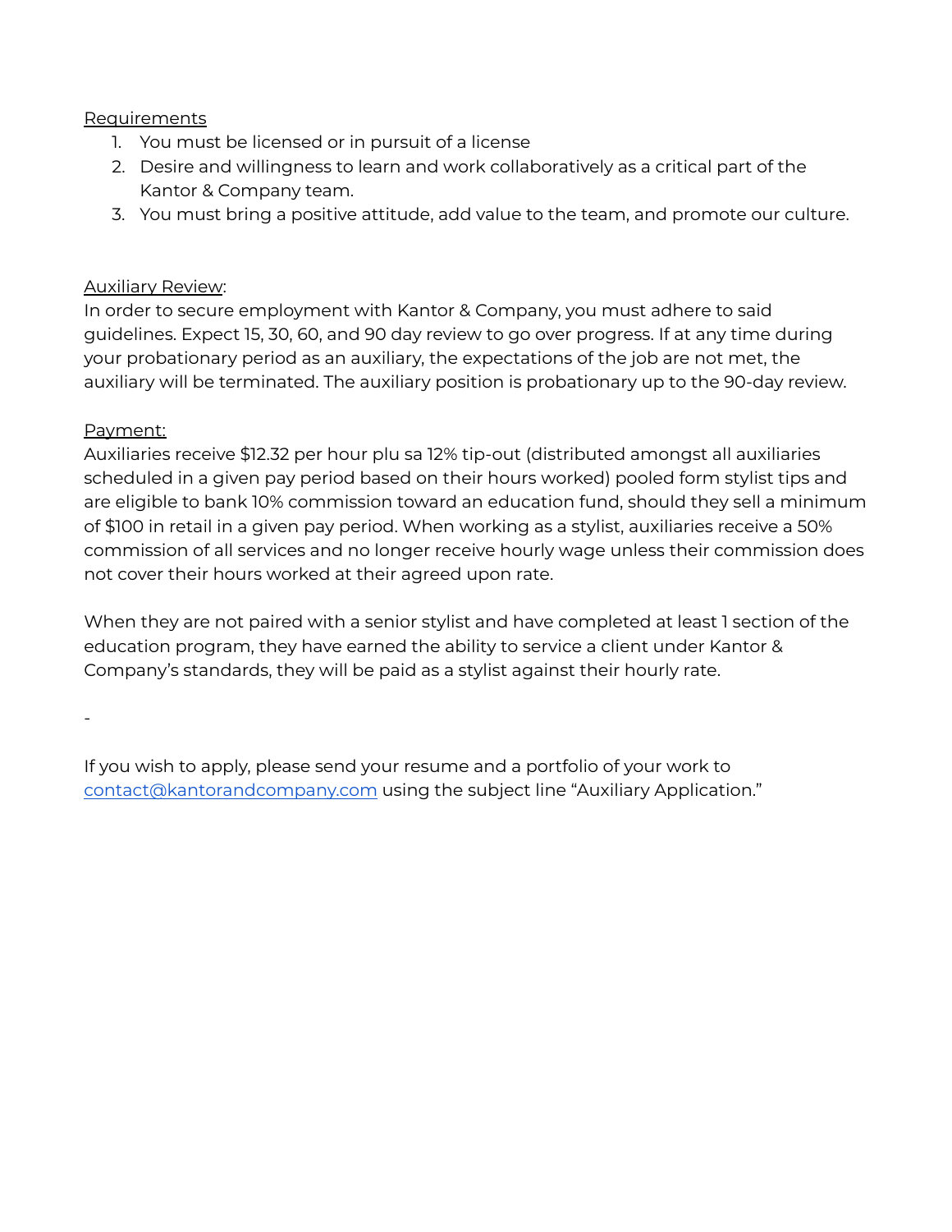<u>Requirements</u>

1. You must be licensed or in pursuit of a license
2. Desire and willingness to learn and work collaboratively as a critical part of the Kantor & Company team.
3. You must bring a positive attitude, add value to the team, and promote our culture.

<u>Auxiliary Review</u>:
In order to secure employment with Kantor & Company, you must adhere to said guidelines. Expect 15, 30, 60, and 90 day review to go over progress. If at any time during your probationary period as an auxiliary, the expectations of the job are not met, the auxiliary will be terminated. The auxiliary position is probationary up to the 90-day review.

<u>Payment:</u>
Auxiliaries receive $12.32 per hour plu sa 12% tip-out (distributed amongst all auxiliaries scheduled in a given pay period based on their hours worked) pooled form stylist tips and are eligible to bank 10% commission toward an education fund, should they sell a minimum of $100 in retail in a given pay period. When working as a stylist, auxiliaries receive a 50% commission of all services and no longer receive hourly wage unless their commission does not cover their hours worked at their agreed upon rate.

When they are not paired with a senior stylist and have completed at least 1 section of the education program, they have earned the ability to service a client under Kantor & Company's standards, they will be paid as a stylist against their hourly rate.

-

If you wish to apply, please send your resume and a portfolio of your work to contact@kantorandcompany.com using the subject line "Auxiliary Application."